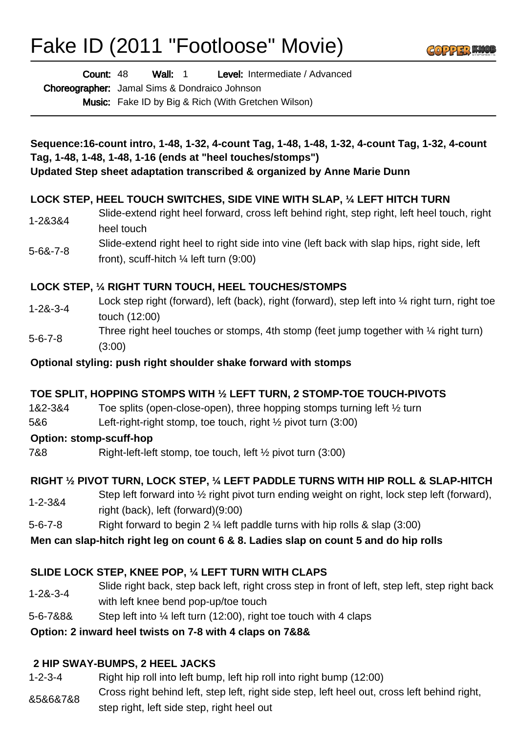# Fake ID (2011 "Footloose" Movie)

**Count:** 48 **Wall:** 1 **Level:** Intermediate / Advanced
**Choreographer:** Jamal Sims & Dondraico Johnson
**Music:** Fake ID by Big & Rich (With Gretchen Wilson)

---

**Sequence:16-count intro, 1-48, 1-32, 4-count Tag, 1-48, 1-48, 1-32, 4-count Tag, 1-32, 4-count Tag, 1-48, 1-48, 1-48, 1-16 (ends at "heel touches/stomps")**
**Updated Step sheet adaptation transcribed & organized by Anne Marie Dunn**

### LOCK STEP, HEEL TOUCH SWITCHES, SIDE VINE WITH SLAP, ¼ LEFT HITCH TURN

| | |
|---|---|
| 1-2&3&4 | Slide-extend right heel forward, cross left behind right, step right, left heel touch, right heel touch |
| 5-6&-7-8 | Slide-extend right heel to right side into vine (left back with slap hips, right side, left front), scuff-hitch ¼ left turn (9:00) |

### LOCK STEP, ¼ RIGHT TURN TOUCH, HEEL TOUCHES/STOMPS

| | |
|---|---|
| 1-2&-3-4 | Lock step right (forward), left (back), right (forward), step left into ¼ right turn, right toe touch (12:00) |
| 5-6-7-8 | Three right heel touches or stomps, 4th stomp (feet jump together with ¼ right turn) (3:00) |

**Optional styling: push right shoulder shake forward with stomps**

### TOE SPLIT, HOPPING STOMPS WITH ½ LEFT TURN, 2 STOMP-TOE TOUCH-PIVOTS

| | |
|---|---|
| 1&2-3&4 | Toe splits (open-close-open), three hopping stomps turning left ½ turn |
| 5&6 | Left-right-right stomp, toe touch, right ½ pivot turn (3:00) |

**Option: stomp-scuff-hop**

| | |
|---|---|
| 7&8 | Right-left-left stomp, toe touch, left ½ pivot turn (3:00) |

### RIGHT ½ PIVOT TURN, LOCK STEP, ¼ LEFT PADDLE TURNS WITH HIP ROLL & SLAP-HITCH

| | |
|---|---|
| 1-2-3&4 | Step left forward into ½ right pivot turn ending weight on right, lock step left (forward), right (back), left (forward)(9:00) |
| 5-6-7-8 | Right forward to begin 2 ¼ left paddle turns with hip rolls & slap (3:00) |

**Men can slap-hitch right leg on count 6 & 8. Ladies slap on count 5 and do hip rolls**

### SLIDE LOCK STEP, KNEE POP, ¼ LEFT TURN WITH CLAPS

| | |
|---|---|
| 1-2&-3-4 | Slide right back, step back left, right cross step in front of left, step left, step right back with left knee bend pop-up/toe touch |
| 5-6-7&8& | Step left into ¼ left turn (12:00), right toe touch with 4 claps |

**Option: 2 inward heel twists on 7-8 with 4 claps on 7&8&**

### 2 HIP SWAY-BUMPS, 2 HEEL JACKS

| | |
|---|---|
| 1-2-3-4 | Right hip roll into left bump, left hip roll into right bump (12:00) |
| &5&6&7&8 | Cross right behind left, step left, right side step, left heel out, cross left behind right, step right, left side step, right heel out |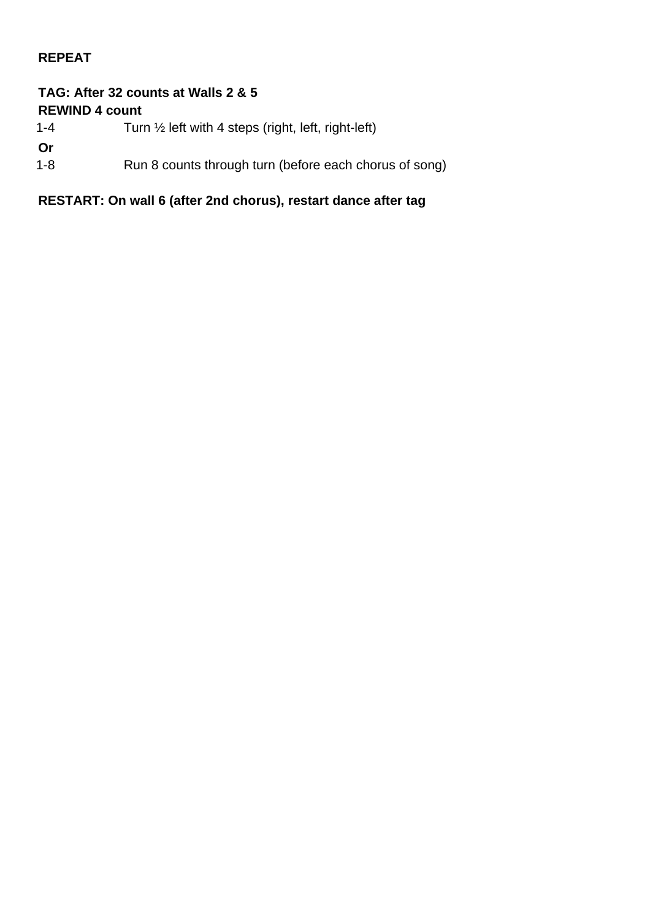**REPEAT**

**TAG: After 32 counts at Walls 2 & 5**
**REWIND 4 count**

| | |
|---|---|
| 1-4 | Turn ½ left with 4 steps (right, left, right-left) |

**Or**

| | |
|---|---|
| 1-8 | Run 8 counts through turn (before each chorus of song) |

**RESTART: On wall 6 (after 2nd chorus), restart dance after tag**